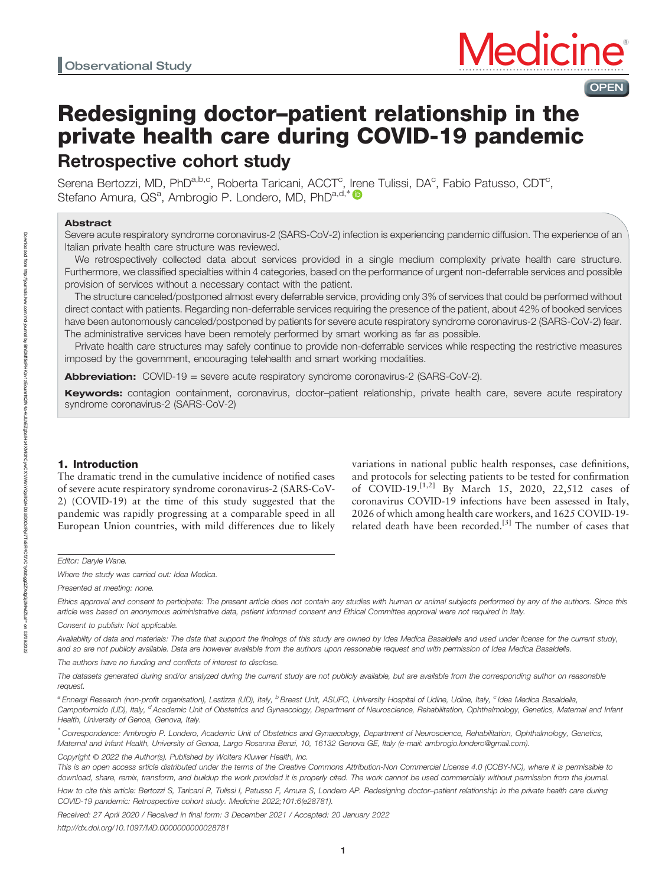Observational Study

# Redesigning doctor–patient relationship in the private health care during COVID-19 pandemic

## Retrospective cohort study

Serena Bertozzi, MD, PhD[a,b,c], Roberta Taricani, ACCT[c], Irene Tulissi, DA[c], Fabio Patusso, CDT[c], Stefano Amura, QS[a], Ambrogio P. Londero, MD, PhD[a,d,*]

### Abstract

Severe acute respiratory syndrome coronavirus-2 (SARS-CoV-2) infection is experiencing pandemic diffusion. The experience of an Italian private health care structure was reviewed.

We retrospectively collected data about services provided in a single medium complexity private health care structure. Furthermore, we classified specialties within 4 categories, based on the performance of urgent non-deferrable services and possible provision of services without a necessary contact with the patient.

The structure canceled/postponed almost every deferrable service, providing only 3% of services that could be performed without direct contact with patients. Regarding non-deferrable services requiring the presence of the patient, about 42% of booked services have been autonomously canceled/postponed by patients for severe acute respiratory syndrome coronavirus-2 (SARS-CoV-2) fear. The administrative services have been remotely performed by smart working as far as possible.

Private health care structures may safely continue to provide non-deferrable services while respecting the restrictive measures imposed by the government, encouraging telehealth and smart working modalities.

**Abbreviation:** COVID-19 = severe acute respiratory syndrome coronavirus-2 (SARS-CoV-2).

**Keywords:** contagion containment, coronavirus, doctor–patient relationship, private health care, severe acute respiratory syndrome coronavirus-2 (SARS-CoV-2)

## 1. Introduction

The dramatic trend in the cumulative incidence of notified cases of severe acute respiratory syndrome coronavirus-2 (SARS-CoV-2) (COVID-19) at the time of this study suggested that the pandemic was rapidly progressing at a comparable speed in all European Union countries, with mild differences due to likely variations in national public health responses, case definitions, and protocols for selecting patients to be tested for confirmation of COVID-19.[1,2] By March 15, 2020, 22,512 cases of coronavirus COVID-19 infections have been assessed in Italy, 2026 of which among health care workers, and 1625 COVID-19-related death have been recorded.[3] The number of cases that

---

*Editor: Daryle Wane.*

*Where the study was carried out: Idea Medica.*

*Presented at meeting: none.*

*Ethics approval and consent to participate: The present article does not contain any studies with human or animal subjects performed by any of the authors. Since this article was based on anonymous administrative data, patient informed consent and Ethical Committee approval were not required in Italy.*

*Consent to publish: Not applicable.*

*Availability of data and materials: The data that support the findings of this study are owned by Idea Medica Basaldella and used under license for the current study, and so are not publicly available. Data are however available from the authors upon reasonable request and with permission of Idea Medica Basaldella.*

*The authors have no funding and conflicts of interest to disclose.*

*The datasets generated during and/or analyzed during the current study are not publicly available, but are available from the corresponding author on reasonable request.*

[a] *Ennergi Research (non-profit organisation), Lestizza (UD), Italy,* [b] *Breast Unit, ASUFC, University Hospital of Udine, Udine, Italy,* [c] *Idea Medica Basaldella, Campoformido (UD), Italy,* [d] *Academic Unit of Obstetrics and Gynaecology, Department of Neuroscience, Rehabilitation, Ophthalmology, Genetics, Maternal and Infant Health, University of Genoa, Genova, Italy.*

[*] *Correspondence: Ambrogio P. Londero, Academic Unit of Obstetrics and Gynaecology, Department of Neuroscience, Rehabilitation, Ophthalmology, Genetics, Maternal and Infant Health, University of Genoa, Largo Rosanna Benzi, 10, 16132 Genova GE, Italy (e-mail: ambrogio.londero@gmail.com).*

*Copyright © 2022 the Author(s). Published by Wolters Kluwer Health, Inc.*

*This is an open access article distributed under the terms of the Creative Commons Attribution-Non Commercial License 4.0 (CCBY-NC), where it is permissible to download, share, remix, transform, and buildup the work provided it is properly cited. The work cannot be used commercially without permission from the journal.*

*How to cite this article: Bertozzi S, Taricani R, Tulissi I, Patusso F, Amura S, Londero AP. Redesigning doctor–patient relationship in the private health care during COVID-19 pandemic: Retrospective cohort study. Medicine 2022;101:6(e28781).*

*Received: 27 April 2020 / Received in final form: 3 December 2021 / Accepted: 20 January 2022*

*http://dx.doi.org/10.1097/MD.0000000000028781*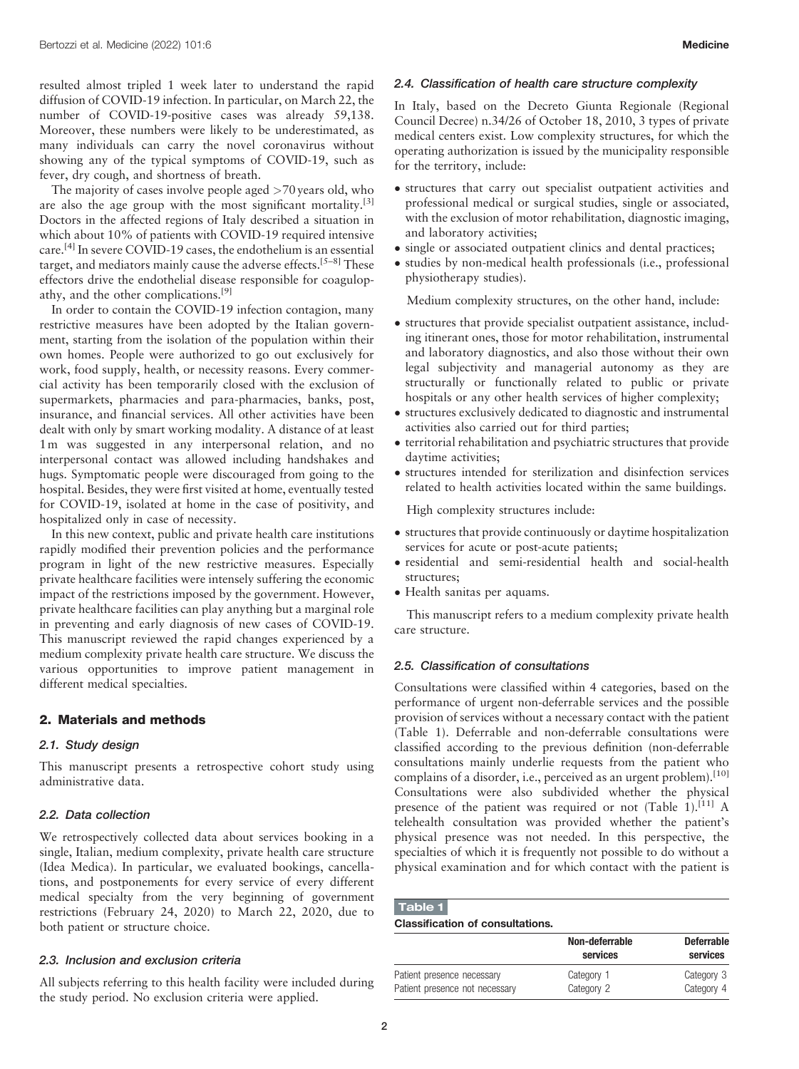resulted almost tripled 1 week later to understand the rapid diffusion of COVID-19 infection. In particular, on March 22, the number of COVID-19-positive cases was already 59,138. Moreover, these numbers were likely to be underestimated, as many individuals can carry the novel coronavirus without showing any of the typical symptoms of COVID-19, such as fever, dry cough, and shortness of breath.

The majority of cases involve people aged >70 years old, who are also the age group with the most significant mortality.[3] Doctors in the affected regions of Italy described a situation in which about 10% of patients with COVID-19 required intensive care.[4] In severe COVID-19 cases, the endothelium is an essential target, and mediators mainly cause the adverse effects.[5–8] These effectors drive the endothelial disease responsible for coagulopathy, and the other complications.[9]

In order to contain the COVID-19 infection contagion, many restrictive measures have been adopted by the Italian government, starting from the isolation of the population within their own homes. People were authorized to go out exclusively for work, food supply, health, or necessity reasons. Every commercial activity has been temporarily closed with the exclusion of supermarkets, pharmacies and para-pharmacies, banks, post, insurance, and financial services. All other activities have been dealt with only by smart working modality. A distance of at least 1 m was suggested in any interpersonal relation, and no interpersonal contact was allowed including handshakes and hugs. Symptomatic people were discouraged from going to the hospital. Besides, they were first visited at home, eventually tested for COVID-19, isolated at home in the case of positivity, and hospitalized only in case of necessity.

In this new context, public and private health care institutions rapidly modified their prevention policies and the performance program in light of the new restrictive measures. Especially private healthcare facilities were intensely suffering the economic impact of the restrictions imposed by the government. However, private healthcare facilities can play anything but a marginal role in preventing and early diagnosis of new cases of COVID-19. This manuscript reviewed the rapid changes experienced by a medium complexity private health care structure. We discuss the various opportunities to improve patient management in different medical specialties.

## 2. Materials and methods

### 2.1. Study design

This manuscript presents a retrospective cohort study using administrative data.

### 2.2. Data collection

We retrospectively collected data about services booking in a single, Italian, medium complexity, private health care structure (Idea Medica). In particular, we evaluated bookings, cancellations, and postponements for every service of every different medical specialty from the very beginning of government restrictions (February 24, 2020) to March 22, 2020, due to both patient or structure choice.

### 2.3. Inclusion and exclusion criteria

All subjects referring to this health facility were included during the study period. No exclusion criteria were applied.

### 2.4. Classification of health care structure complexity

In Italy, based on the Decreto Giunta Regionale (Regional Council Decree) n.34/26 of October 18, 2010, 3 types of private medical centers exist. Low complexity structures, for which the operating authorization is issued by the municipality responsible for the territory, include:

- structures that carry out specialist outpatient activities and professional medical or surgical studies, single or associated, with the exclusion of motor rehabilitation, diagnostic imaging, and laboratory activities;
- single or associated outpatient clinics and dental practices;
- studies by non-medical health professionals (i.e., professional physiotherapy studies).

Medium complexity structures, on the other hand, include:

- structures that provide specialist outpatient assistance, including itinerant ones, those for motor rehabilitation, instrumental and laboratory diagnostics, and also those without their own legal subjectivity and managerial autonomy as they are structurally or functionally related to public or private hospitals or any other health services of higher complexity;
- structures exclusively dedicated to diagnostic and instrumental activities also carried out for third parties;
- territorial rehabilitation and psychiatric structures that provide daytime activities;
- structures intended for sterilization and disinfection services related to health activities located within the same buildings.

High complexity structures include:

- structures that provide continuously or daytime hospitalization services for acute or post-acute patients;
- residential and semi-residential health and social-health structures;
- Health sanitas per aquams.

This manuscript refers to a medium complexity private health care structure.

### 2.5. Classification of consultations

Consultations were classified within 4 categories, based on the performance of urgent non-deferrable services and the possible provision of services without a necessary contact with the patient (Table 1). Deferrable and non-deferrable consultations were classified according to the previous definition (non-deferrable consultations mainly underlie requests from the patient who complains of a disorder, i.e., perceived as an urgent problem).[10] Consultations were also subdivided whether the physical presence of the patient was required or not (Table 1).[11] A telehealth consultation was provided whether the patient's physical presence was not needed. In this perspective, the specialties of which it is frequently not possible to do without a physical examination and for which contact with the patient is

**Table 1**

**Classification of consultations.**

| | Non-deferrable services | Deferrable services |
|---|---|---|
| Patient presence necessary | Category 1 | Category 3 |
| Patient presence not necessary | Category 2 | Category 4 |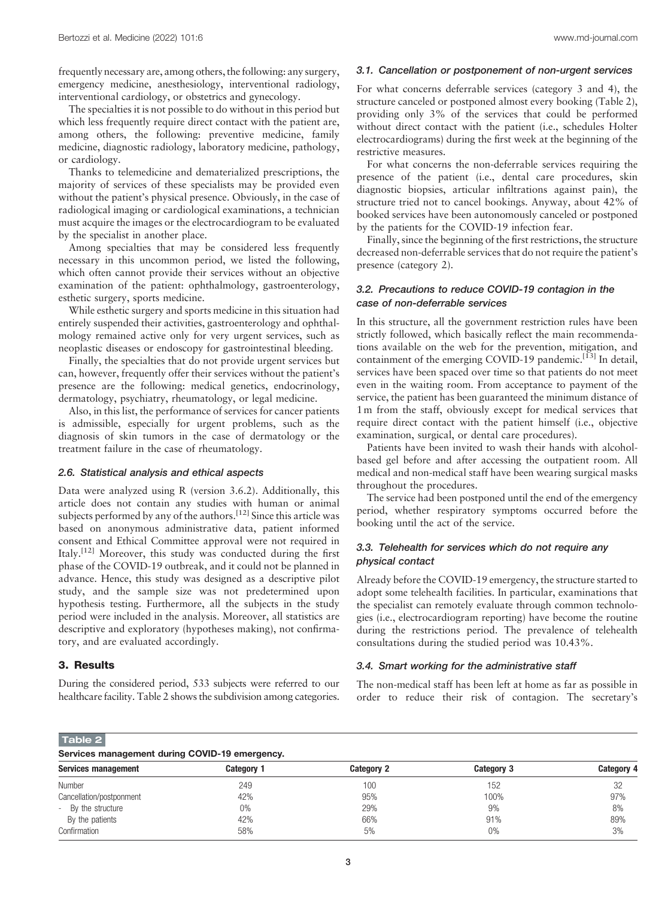frequently necessary are, among others, the following: any surgery, emergency medicine, anesthesiology, interventional radiology, interventional cardiology, or obstetrics and gynecology.

The specialties it is not possible to do without in this period but which less frequently require direct contact with the patient are, among others, the following: preventive medicine, family medicine, diagnostic radiology, laboratory medicine, pathology, or cardiology.

Thanks to telemedicine and dematerialized prescriptions, the majority of services of these specialists may be provided even without the patient's physical presence. Obviously, in the case of radiological imaging or cardiological examinations, a technician must acquire the images or the electrocardiogram to be evaluated by the specialist in another place.

Among specialties that may be considered less frequently necessary in this uncommon period, we listed the following, which often cannot provide their services without an objective examination of the patient: ophthalmology, gastroenterology, esthetic surgery, sports medicine.

While esthetic surgery and sports medicine in this situation had entirely suspended their activities, gastroenterology and ophthalmology remained active only for very urgent services, such as neoplastic diseases or endoscopy for gastrointestinal bleeding.

Finally, the specialties that do not provide urgent services but can, however, frequently offer their services without the patient's presence are the following: medical genetics, endocrinology, dermatology, psychiatry, rheumatology, or legal medicine.

Also, in this list, the performance of services for cancer patients is admissible, especially for urgent problems, such as the diagnosis of skin tumors in the case of dermatology or the treatment failure in the case of rheumatology.

### *2.6. Statistical analysis and ethical aspects*

Data were analyzed using R (version 3.6.2). Additionally, this article does not contain any studies with human or animal subjects performed by any of the authors.[12] Since this article was based on anonymous administrative data, patient informed consent and Ethical Committee approval were not required in Italy.[12] Moreover, this study was conducted during the first phase of the COVID-19 outbreak, and it could not be planned in advance. Hence, this study was designed as a descriptive pilot study, and the sample size was not predetermined upon hypothesis testing. Furthermore, all the subjects in the study period were included in the analysis. Moreover, all statistics are descriptive and exploratory (hypotheses making), not confirmatory, and are evaluated accordingly.

## 3. Results

During the considered period, 533 subjects were referred to our healthcare facility. Table 2 shows the subdivision among categories.

### *3.1. Cancellation or postponement of non-urgent services*

For what concerns deferrable services (category 3 and 4), the structure canceled or postponed almost every booking (Table 2), providing only 3% of the services that could be performed without direct contact with the patient (i.e., schedules Holter electrocardiograms) during the first week at the beginning of the restrictive measures.

For what concerns the non-deferrable services requiring the presence of the patient (i.e., dental care procedures, skin diagnostic biopsies, articular infiltrations against pain), the structure tried not to cancel bookings. Anyway, about 42% of booked services have been autonomously canceled or postponed by the patients for the COVID-19 infection fear.

Finally, since the beginning of the first restrictions, the structure decreased non-deferrable services that do not require the patient's presence (category 2).

### *3.2. Precautions to reduce COVID-19 contagion in the case of non-deferrable services*

In this structure, all the government restriction rules have been strictly followed, which basically reflect the main recommendations available on the web for the prevention, mitigation, and containment of the emerging COVID-19 pandemic.[13] In detail, services have been spaced over time so that patients do not meet even in the waiting room. From acceptance to payment of the service, the patient has been guaranteed the minimum distance of 1 m from the staff, obviously except for medical services that require direct contact with the patient himself (i.e., objective examination, surgical, or dental care procedures).

Patients have been invited to wash their hands with alcohol-based gel before and after accessing the outpatient room. All medical and non-medical staff have been wearing surgical masks throughout the procedures.

The service had been postponed until the end of the emergency period, whether respiratory symptoms occurred before the booking until the act of the service.

### *3.3. Telehealth for services which do not require any physical contact*

Already before the COVID-19 emergency, the structure started to adopt some telehealth facilities. In particular, examinations that the specialist can remotely evaluate through common technologies (i.e., electrocardiogram reporting) have become the routine during the restrictions period. The prevalence of telehealth consultations during the studied period was 10.43%.

### *3.4. Smart working for the administrative staff*

The non-medical staff has been left at home as far as possible in order to reduce their risk of contagion. The secretary's

**Table 2**

**Services management during COVID-19 emergency.**

| Services management | Category 1 | Category 2 | Category 3 | Category 4 |
|---|---|---|---|---|
| Number | 249 | 100 | 152 | 32 |
| Cancellation/postponment | 42% | 95% | 100% | 97% |
| - By the structure | 0% | 29% | 9% | 8% |
| By the patients | 42% | 66% | 91% | 89% |
| Confirmation | 58% | 5% | 0% | 3% |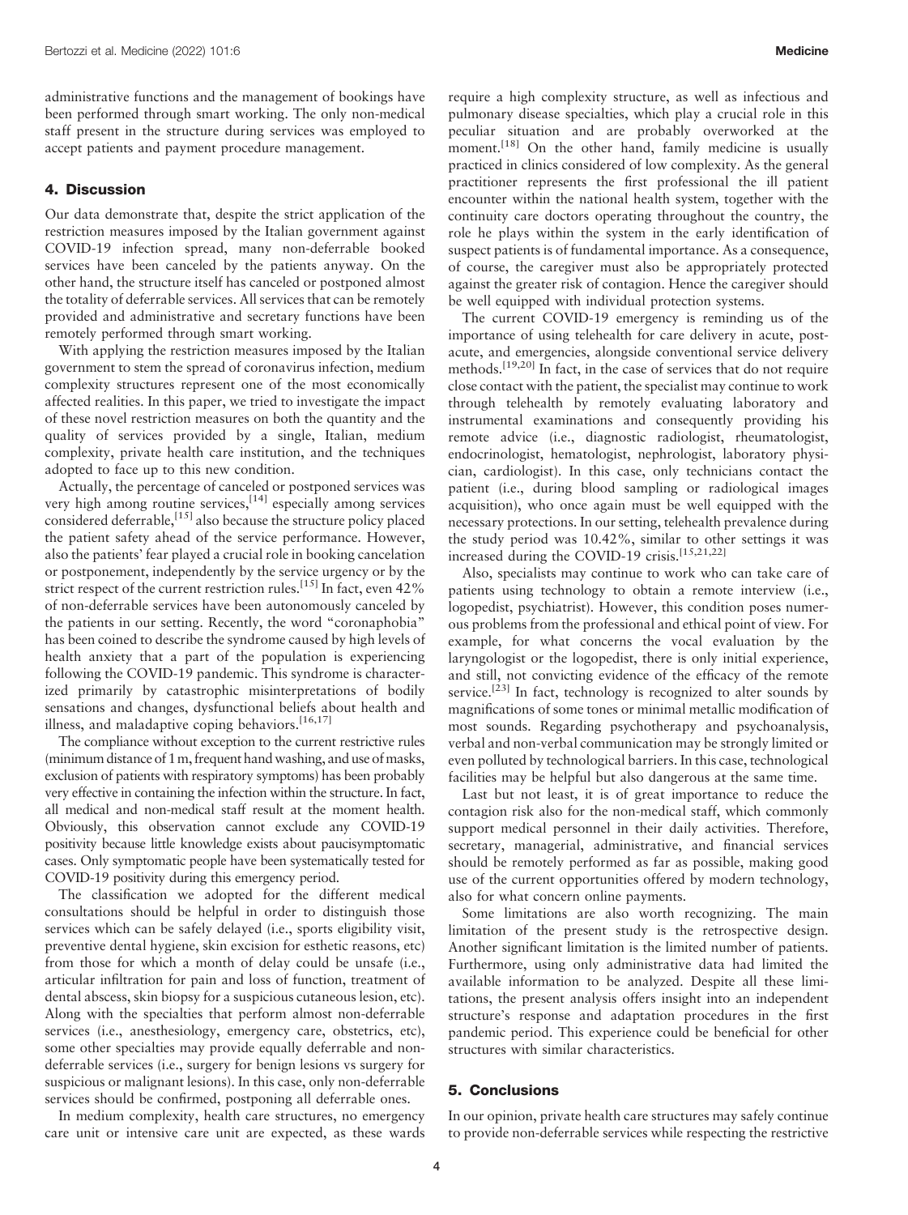administrative functions and the management of bookings have been performed through smart working. The only non-medical staff present in the structure during services was employed to accept patients and payment procedure management.

## 4. Discussion

Our data demonstrate that, despite the strict application of the restriction measures imposed by the Italian government against COVID-19 infection spread, many non-deferrable booked services have been canceled by the patients anyway. On the other hand, the structure itself has canceled or postponed almost the totality of deferrable services. All services that can be remotely provided and administrative and secretary functions have been remotely performed through smart working.

With applying the restriction measures imposed by the Italian government to stem the spread of coronavirus infection, medium complexity structures represent one of the most economically affected realities. In this paper, we tried to investigate the impact of these novel restriction measures on both the quantity and the quality of services provided by a single, Italian, medium complexity, private health care institution, and the techniques adopted to face up to this new condition.

Actually, the percentage of canceled or postponed services was very high among routine services,[14] especially among services considered deferrable,[15] also because the structure policy placed the patient safety ahead of the service performance. However, also the patients' fear played a crucial role in booking cancelation or postponement, independently by the service urgency or by the strict respect of the current restriction rules.[15] In fact, even 42% of non-deferrable services have been autonomously canceled by the patients in our setting. Recently, the word "coronaphobia" has been coined to describe the syndrome caused by high levels of health anxiety that a part of the population is experiencing following the COVID-19 pandemic. This syndrome is characterized primarily by catastrophic misinterpretations of bodily sensations and changes, dysfunctional beliefs about health and illness, and maladaptive coping behaviors.[16,17]

The compliance without exception to the current restrictive rules (minimum distance of 1 m, frequent hand washing, and use of masks, exclusion of patients with respiratory symptoms) has been probably very effective in containing the infection within the structure. In fact, all medical and non-medical staff result at the moment health. Obviously, this observation cannot exclude any COVID-19 positivity because little knowledge exists about paucisymptomatic cases. Only symptomatic people have been systematically tested for COVID-19 positivity during this emergency period.

The classification we adopted for the different medical consultations should be helpful in order to distinguish those services which can be safely delayed (i.e., sports eligibility visit, preventive dental hygiene, skin excision for esthetic reasons, etc) from those for which a month of delay could be unsafe (i.e., articular infiltration for pain and loss of function, treatment of dental abscess, skin biopsy for a suspicious cutaneous lesion, etc). Along with the specialties that perform almost non-deferrable services (i.e., anesthesiology, emergency care, obstetrics, etc), some other specialties may provide equally deferrable and non-deferrable services (i.e., surgery for benign lesions vs surgery for suspicious or malignant lesions). In this case, only non-deferrable services should be confirmed, postponing all deferrable ones.

In medium complexity, health care structures, no emergency care unit or intensive care unit are expected, as these wards require a high complexity structure, as well as infectious and pulmonary disease specialties, which play a crucial role in this peculiar situation and are probably overworked at the moment.[18] On the other hand, family medicine is usually practiced in clinics considered of low complexity. As the general practitioner represents the first professional the ill patient encounter within the national health system, together with the continuity care doctors operating throughout the country, the role he plays within the system in the early identification of suspect patients is of fundamental importance. As a consequence, of course, the caregiver must also be appropriately protected against the greater risk of contagion. Hence the caregiver should be well equipped with individual protection systems.

The current COVID-19 emergency is reminding us of the importance of using telehealth for care delivery in acute, post-acute, and emergencies, alongside conventional service delivery methods.[19,20] In fact, in the case of services that do not require close contact with the patient, the specialist may continue to work through telehealth by remotely evaluating laboratory and instrumental examinations and consequently providing his remote advice (i.e., diagnostic radiologist, rheumatologist, endocrinologist, hematologist, nephrologist, laboratory physician, cardiologist). In this case, only technicians contact the patient (i.e., during blood sampling or radiological images acquisition), who once again must be well equipped with the necessary protections. In our setting, telehealth prevalence during the study period was 10.42%, similar to other settings it was increased during the COVID-19 crisis.[15,21,22]

Also, specialists may continue to work who can take care of patients using technology to obtain a remote interview (i.e., logopedist, psychiatrist). However, this condition poses numerous problems from the professional and ethical point of view. For example, for what concerns the vocal evaluation by the laryngologist or the logopedist, there is only initial experience, and still, not convicting evidence of the efficacy of the remote service.[23] In fact, technology is recognized to alter sounds by magnifications of some tones or minimal metallic modification of most sounds. Regarding psychotherapy and psychoanalysis, verbal and non-verbal communication may be strongly limited or even polluted by technological barriers. In this case, technological facilities may be helpful but also dangerous at the same time.

Last but not least, it is of great importance to reduce the contagion risk also for the non-medical staff, which commonly support medical personnel in their daily activities. Therefore, secretary, managerial, administrative, and financial services should be remotely performed as far as possible, making good use of the current opportunities offered by modern technology, also for what concern online payments.

Some limitations are also worth recognizing. The main limitation of the present study is the retrospective design. Another significant limitation is the limited number of patients. Furthermore, using only administrative data had limited the available information to be analyzed. Despite all these limitations, the present analysis offers insight into an independent structure's response and adaptation procedures in the first pandemic period. This experience could be beneficial for other structures with similar characteristics.

## 5. Conclusions

In our opinion, private health care structures may safely continue to provide non-deferrable services while respecting the restrictive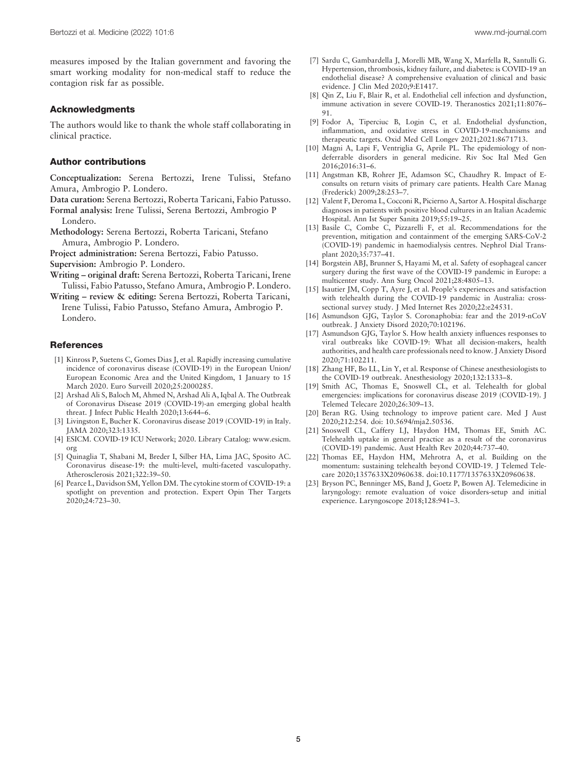measures imposed by the Italian government and favoring the smart working modality for non-medical staff to reduce the contagion risk far as possible.

## Acknowledgments

The authors would like to thank the whole staff collaborating in clinical practice.

## Author contributions

**Conceptualization:** Serena Bertozzi, Irene Tulissi, Stefano Amura, Ambrogio P. Londero.

**Data curation:** Serena Bertozzi, Roberta Taricani, Fabio Patusso.

**Formal analysis:** Irene Tulissi, Serena Bertozzi, Ambrogio P Londero.

**Methodology:** Serena Bertozzi, Roberta Taricani, Stefano Amura, Ambrogio P. Londero.

**Project administration:** Serena Bertozzi, Fabio Patusso.

**Supervision:** Ambrogio P. Londero.

**Writing – original draft:** Serena Bertozzi, Roberta Taricani, Irene Tulissi, Fabio Patusso, Stefano Amura, Ambrogio P. Londero.

**Writing – review & editing:** Serena Bertozzi, Roberta Taricani, Irene Tulissi, Fabio Patusso, Stefano Amura, Ambrogio P. Londero.

## References

[1] Kinross P, Suetens C, Gomes Dias J, et al. Rapidly increasing cumulative incidence of coronavirus disease (COVID-19) in the European Union/European Economic Area and the United Kingdom, 1 January to 15 March 2020. Euro Surveill 2020;25:2000285.

[2] Arshad Ali S, Baloch M, Ahmed N, Arshad Ali A, Iqbal A. The Outbreak of Coronavirus Disease 2019 (COVID-19)-an emerging global health threat. J Infect Public Health 2020;13:644–6.

[3] Livingston E, Bucher K. Coronavirus disease 2019 (COVID-19) in Italy. JAMA 2020;323:1335.

[4] ESICM. COVID-19 ICU Network; 2020. Library Catalog: www.esicm.org

[5] Quinaglia T, Shabani M, Breder I, Silber HA, Lima JAC, Sposito AC. Coronavirus disease-19: the multi-level, multi-faceted vasculopathy. Atherosclerosis 2021;322:39–50.

[6] Pearce L, Davidson SM, Yellon DM. The cytokine storm of COVID-19: a spotlight on prevention and protection. Expert Opin Ther Targets 2020;24:723–30.

[7] Sardu C, Gambardella J, Morelli MB, Wang X, Marfella R, Santulli G. Hypertension, thrombosis, kidney failure, and diabetes: is COVID-19 an endothelial disease? A comprehensive evaluation of clinical and basic evidence. J Clin Med 2020;9:E1417.

[8] Qin Z, Liu F, Blair R, et al. Endothelial cell infection and dysfunction, immune activation in severe COVID-19. Theranostics 2021;11:8076–91.

[9] Fodor A, Tiperciuc B, Login C, et al. Endothelial dysfunction, inflammation, and oxidative stress in COVID-19-mechanisms and therapeutic targets. Oxid Med Cell Longev 2021;2021:8671713.

[10] Magni A, Lapi F, Ventriglia G, Aprile PL. The epidemiology of non-deferrable disorders in general medicine. Riv Soc Ital Med Gen 2016;2016:31–6.

[11] Angstman KB, Rohrer JE, Adamson SC, Chaudhry R. Impact of E-consults on return visits of primary care patients. Health Care Manag (Frederick) 2009;28:253–7.

[12] Valent F, Deroma L, Cocconi R, Picierno A, Sartor A. Hospital discharge diagnoses in patients with positive blood cultures in an Italian Academic Hospital. Ann Ist Super Sanita 2019;55:19–25.

[13] Basile C, Combe C, Pizzarelli F, et al. Recommendations for the prevention, mitigation and containment of the emerging SARS-CoV-2 (COVID-19) pandemic in haemodialysis centres. Nephrol Dial Transplant 2020;35:737–41.

[14] Borgstein ABJ, Brunner S, Hayami M, et al. Safety of esophageal cancer surgery during the first wave of the COVID-19 pandemic in Europe: a multicenter study. Ann Surg Oncol 2021;28:4805–13.

[15] Isautier JM, Copp T, Ayre J, et al. People's experiences and satisfaction with telehealth during the COVID-19 pandemic in Australia: cross-sectional survey study. J Med Internet Res 2020;22:e24531.

[16] Asmundson GJG, Taylor S. Coronaphobia: fear and the 2019-nCoV outbreak. J Anxiety Disord 2020;70:102196.

[17] Asmundson GJG, Taylor S. How health anxiety influences responses to viral outbreaks like COVID-19: What all decision-makers, health authorities, and health care professionals need to know. J Anxiety Disord 2020;71:102211.

[18] Zhang HF, Bo LL, Lin Y, et al. Response of Chinese anesthesiologists to the COVID-19 outbreak. Anesthesiology 2020;132:1333–8.

[19] Smith AC, Thomas E, Snoswell CL, et al. Telehealth for global emergencies: implications for coronavirus disease 2019 (COVID-19). J Telemed Telecare 2020;26:309–13.

[20] Beran RG. Using technology to improve patient care. Med J Aust 2020;212:254. doi: 10.5694/mja2.50536.

[21] Snoswell CL, Caffery LJ, Haydon HM, Thomas EE, Smith AC. Telehealth uptake in general practice as a result of the coronavirus (COVID-19) pandemic. Aust Health Rev 2020;44:737–40.

[22] Thomas EE, Haydon HM, Mehrotra A, et al. Building on the momentum: sustaining telehealth beyond COVID-19. J Telemed Telecare 2020;1357633X20960638. doi:10.1177/1357633X20960638.

[23] Bryson PC, Benninger MS, Band J, Goetz P, Bowen AJ. Telemedicine in laryngology: remote evaluation of voice disorders-setup and initial experience. Laryngoscope 2018;128:941–3.